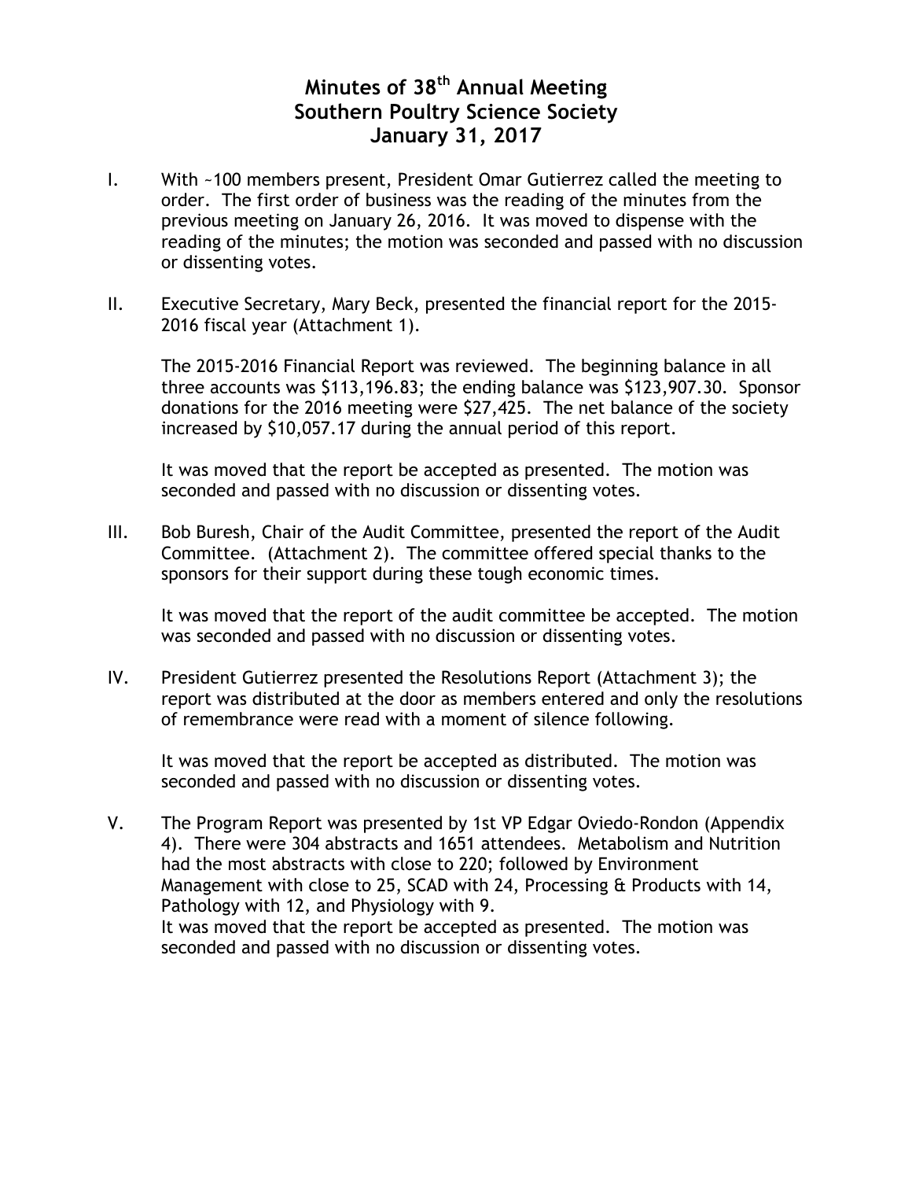# Minutes of 38th Annual Meeting
# Southern Poultry Science Society
# January 31, 2017

I. With ~100 members present, President Omar Gutierrez called the meeting to order. The first order of business was the reading of the minutes from the previous meeting on January 26, 2016. It was moved to dispense with the reading of the minutes; the motion was seconded and passed with no discussion or dissenting votes.

II. Executive Secretary, Mary Beck, presented the financial report for the 2015-2016 fiscal year (Attachment 1).

   The 2015-2016 Financial Report was reviewed. The beginning balance in all three accounts was $113,196.83; the ending balance was $123,907.30. Sponsor donations for the 2016 meeting were $27,425. The net balance of the society increased by $10,057.17 during the annual period of this report.

   It was moved that the report be accepted as presented. The motion was seconded and passed with no discussion or dissenting votes.

III. Bob Buresh, Chair of the Audit Committee, presented the report of the Audit Committee. (Attachment 2). The committee offered special thanks to the sponsors for their support during these tough economic times.

   It was moved that the report of the audit committee be accepted. The motion was seconded and passed with no discussion or dissenting votes.

IV. President Gutierrez presented the Resolutions Report (Attachment 3); the report was distributed at the door as members entered and only the resolutions of remembrance were read with a moment of silence following.

   It was moved that the report be accepted as distributed. The motion was seconded and passed with no discussion or dissenting votes.

V. The Program Report was presented by 1st VP Edgar Oviedo-Rondon (Appendix 4). There were 304 abstracts and 1651 attendees. Metabolism and Nutrition had the most abstracts with close to 220; followed by Environment Management with close to 25, SCAD with 24, Processing & Products with 14, Pathology with 12, and Physiology with 9.
   It was moved that the report be accepted as presented. The motion was seconded and passed with no discussion or dissenting votes.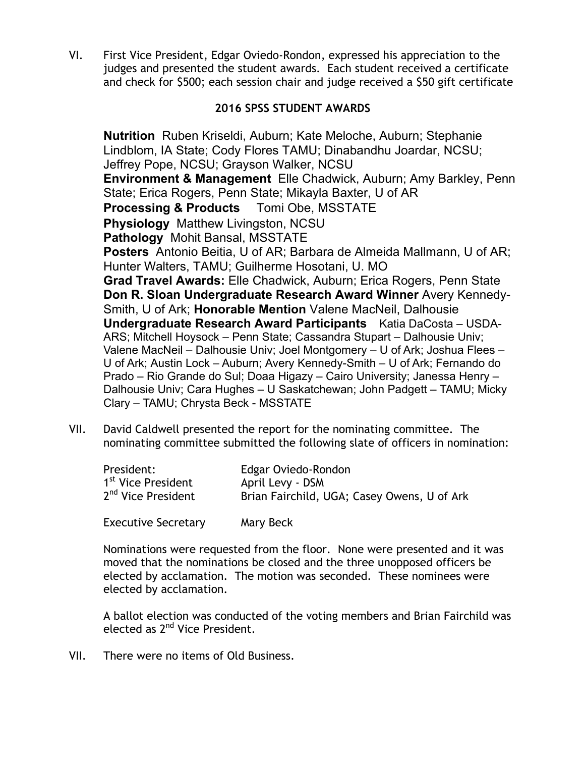VI. First Vice President, Edgar Oviedo-Rondon, expressed his appreciation to the judges and presented the student awards. Each student received a certificate and check for $500; each session chair and judge received a $50 gift certificate

**2016 SPSS STUDENT AWARDS**

**Nutrition** Ruben Kriseldi, Auburn; Kate Meloche, Auburn; Stephanie Lindblom, IA State; Cody Flores TAMU; Dinabandhu Joardar, NCSU; Jeffrey Pope, NCSU; Grayson Walker, NCSU
**Environment & Management** Elle Chadwick, Auburn; Amy Barkley, Penn State; Erica Rogers, Penn State; Mikayla Baxter, U of AR
**Processing & Products** Tomi Obe, MSSTATE
**Physiology** Matthew Livingston, NCSU
**Pathology** Mohit Bansal, MSSTATE
**Posters** Antonio Beitia, U of AR; Barbara de Almeida Mallmann, U of AR; Hunter Walters, TAMU; Guilherme Hosotani, U. MO
**Grad Travel Awards:** Elle Chadwick, Auburn; Erica Rogers, Penn State
**Don R. Sloan Undergraduate Research Award Winner** Avery Kennedy-Smith, U of Ark; **Honorable Mention** Valene MacNeil, Dalhousie
**Undergraduate Research Award Participants** Katia DaCosta – USDA-ARS; Mitchell Hoysock – Penn State; Cassandra Stupart – Dalhousie Univ; Valene MacNeil – Dalhousie Univ; Joel Montgomery – U of Ark; Joshua Flees – U of Ark; Austin Lock – Auburn; Avery Kennedy-Smith – U of Ark; Fernando do Prado – Rio Grande do Sul; Doaa Higazy – Cairo University; Janessa Henry – Dalhousie Univ; Cara Hughes – U Saskatchewan; John Padgett – TAMU; Micky Clary – TAMU; Chrysta Beck - MSSTATE

VII. David Caldwell presented the report for the nominating committee. The nominating committee submitted the following slate of officers in nomination:

| | |
|---|---|
| President: | Edgar Oviedo-Rondon |
| 1st Vice President | April Levy - DSM |
| 2nd Vice President | Brian Fairchild, UGA; Casey Owens, U of Ark |
| Executive Secretary | Mary Beck |

Nominations were requested from the floor. None were presented and it was moved that the nominations be closed and the three unopposed officers be elected by acclamation. The motion was seconded. These nominees were elected by acclamation.

A ballot election was conducted of the voting members and Brian Fairchild was elected as 2nd Vice President.

VII. There were no items of Old Business.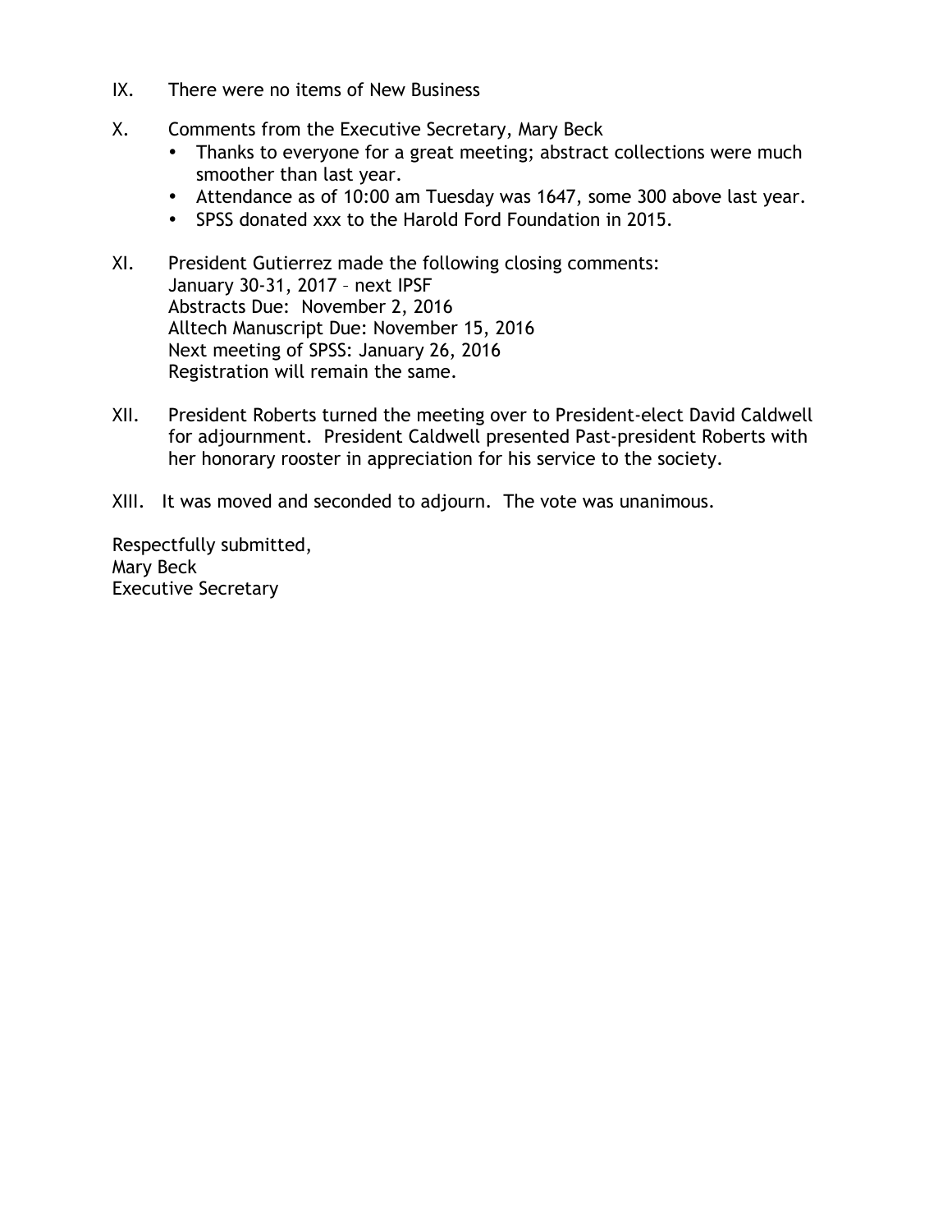IX. There were no items of New Business

X. Comments from the Executive Secretary, Mary Beck
   - Thanks to everyone for a great meeting; abstract collections were much smoother than last year.
   - Attendance as of 10:00 am Tuesday was 1647, some 300 above last year.
   - SPSS donated xxx to the Harold Ford Foundation in 2015.

XI. President Gutierrez made the following closing comments:
   January 30-31, 2017 – next IPSF
   Abstracts Due: November 2, 2016
   Alltech Manuscript Due: November 15, 2016
   Next meeting of SPSS: January 26, 2016
   Registration will remain the same.

XII. President Roberts turned the meeting over to President-elect David Caldwell for adjournment. President Caldwell presented Past-president Roberts with her honorary rooster in appreciation for his service to the society.

XIII. It was moved and seconded to adjourn. The vote was unanimous.

Respectfully submitted,
Mary Beck
Executive Secretary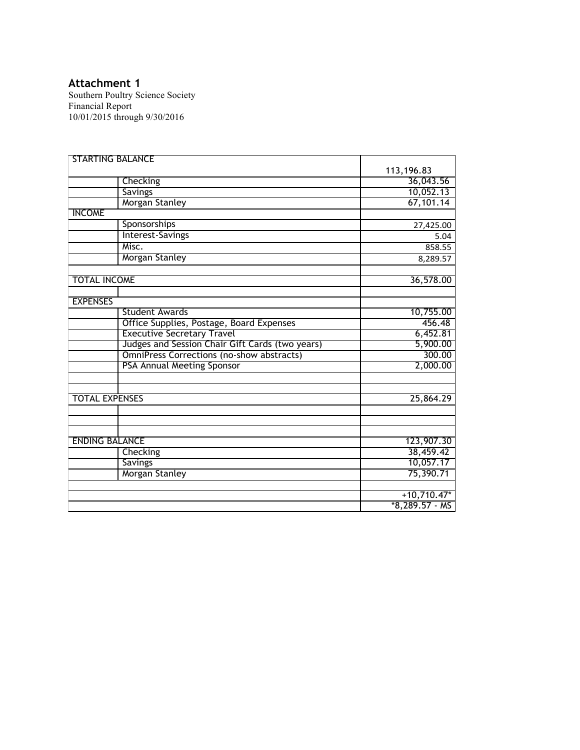## Attachment 1

Southern Poultry Science Society
Financial Report
10/01/2015 through 9/30/2016

| | | |
|---|---|---|
| STARTING BALANCE | | 113,196.83 |
| | Checking | 36,043.56 |
| | Savings | 10,052.13 |
| | Morgan Stanley | 67,101.14 |
| INCOME | | |
| | Sponsorships | 27,425.00 |
| | Interest-Savings | 5.04 |
| | Misc. | 858.55 |
| | Morgan Stanley | 8,289.57 |
| | | |
| TOTAL INCOME | | 36,578.00 |
| | | |
| EXPENSES | | |
| | Student Awards | 10,755.00 |
| | Office Supplies, Postage, Board Expenses | 456.48 |
| | Executive Secretary Travel | 6,452.81 |
| | Judges and Session Chair Gift Cards (two years) | 5,900.00 |
| | OmniPress Corrections (no-show abstracts) | 300.00 |
| | PSA Annual Meeting Sponsor | 2,000.00 |
| | | |
| | | |
| TOTAL EXPENSES | | 25,864.29 |
| | | |
| | | |
| | | |
| ENDING BALANCE | | 123,907.30 |
| | Checking | 38,459.42 |
| | Savings | 10,057.17 |
| | Morgan Stanley | 75,390.71 |
| | | |
| | | +10,710.47* |
| | | *8,289.57 - MS |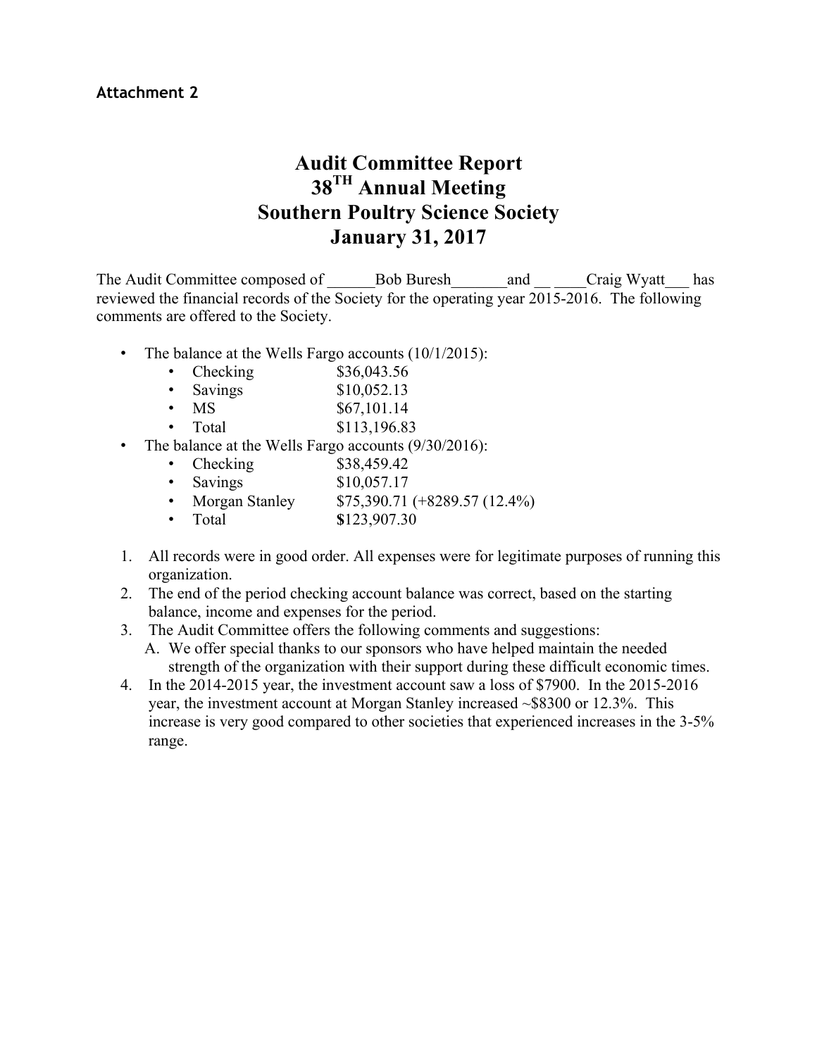**Attachment 2**

# Audit Committee Report
# 38TH Annual Meeting
# Southern Poultry Science Society
# January 31, 2017

The Audit Committee composed of ______Bob Buresh_______and __ ____Craig Wyatt___ has reviewed the financial records of the Society for the operating year 2015-2016. The following comments are offered to the Society.

- The balance at the Wells Fargo accounts (10/1/2015):
  - Checking $36,043.56
  - Savings $10,052.13
  - MS $67,101.14
  - Total $113,196.83
- The balance at the Wells Fargo accounts (9/30/2016):
  - Checking $38,459.42
  - Savings $10,057.17
  - Morgan Stanley $75,390.71 (+8289.57 (12.4%)
  - Total **$**123,907.30

1. All records were in good order. All expenses were for legitimate purposes of running this organization.
2. The end of the period checking account balance was correct, based on the starting balance, income and expenses for the period.
3. The Audit Committee offers the following comments and suggestions:
   A. We offer special thanks to our sponsors who have helped maintain the needed strength of the organization with their support during these difficult economic times.
4. In the 2014-2015 year, the investment account saw a loss of $7900. In the 2015-2016 year, the investment account at Morgan Stanley increased ~$8300 or 12.3%. This increase is very good compared to other societies that experienced increases in the 3-5% range.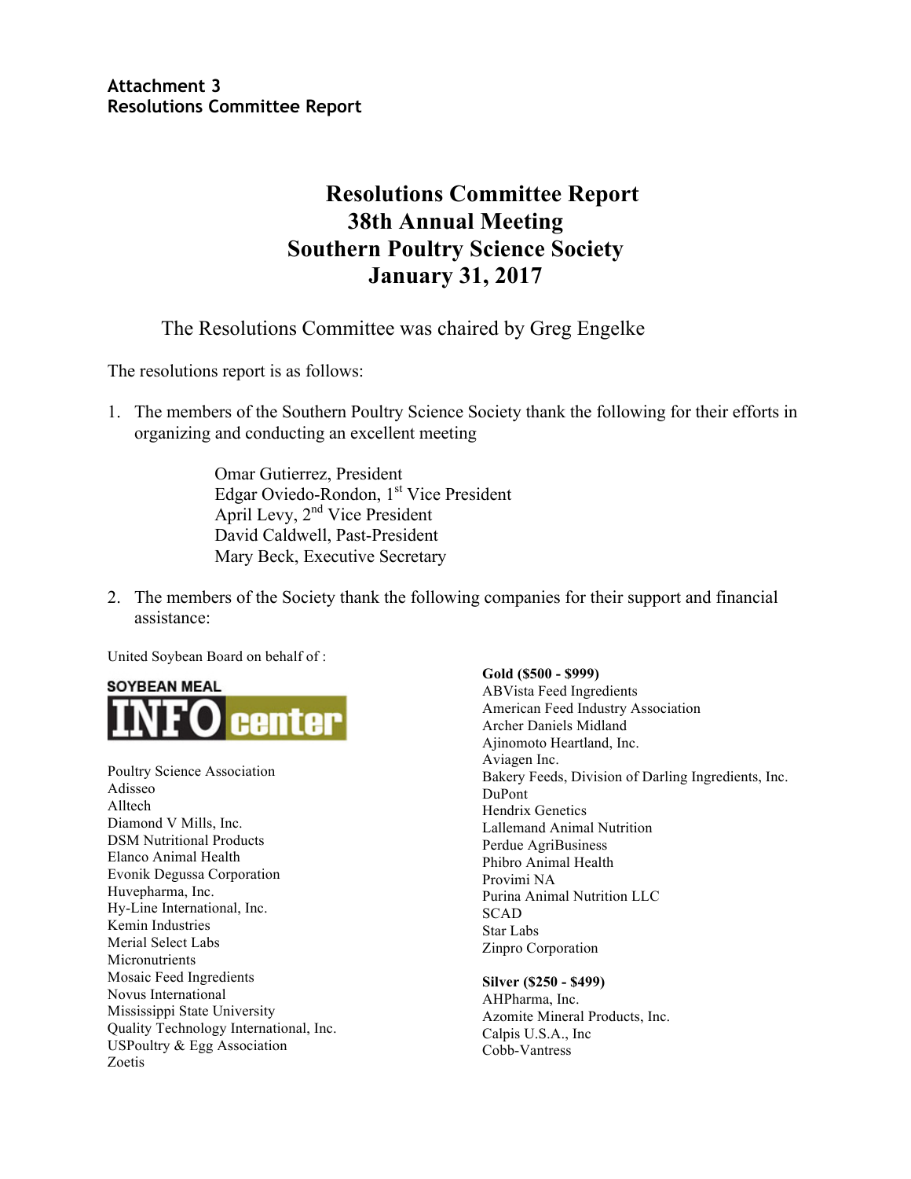**Attachment 3**
**Resolutions Committee Report**

# Resolutions Committee Report
# 38th Annual Meeting
# Southern Poultry Science Society
# January 31, 2017

The Resolutions Committee was chaired by Greg Engelke

The resolutions report is as follows:

1. The members of the Southern Poultry Science Society thank the following for their efforts in organizing and conducting an excellent meeting

   Omar Gutierrez, President
   Edgar Oviedo-Rondon, 1st Vice President
   April Levy, 2nd Vice President
   David Caldwell, Past-President
   Mary Beck, Executive Secretary

2. The members of the Society thank the following companies for their support and financial assistance:

United Soybean Board on behalf of :

SOYBEAN MEAL INFO center

Poultry Science Association
Adisseo
Alltech
Diamond V Mills, Inc.
DSM Nutritional Products
Elanco Animal Health
Evonik Degussa Corporation
Huvepharma, Inc.
Hy-Line International, Inc.
Kemin Industries
Merial Select Labs
Micronutrients
Mosaic Feed Ingredients
Novus International
Mississippi State University
Quality Technology International, Inc.
USPoultry & Egg Association
Zoetis

**Gold ($500 - $999)**
ABVista Feed Ingredients
American Feed Industry Association
Archer Daniels Midland
Ajinomoto Heartland, Inc.
Aviagen Inc.
Bakery Feeds, Division of Darling Ingredients, Inc.
DuPont
Hendrix Genetics
Lallemand Animal Nutrition
Perdue AgriBusiness
Phibro Animal Health
Provimi NA
Purina Animal Nutrition LLC
SCAD
Star Labs
Zinpro Corporation

**Silver ($250 - $499)**
AHPharma, Inc.
Azomite Mineral Products, Inc.
Calpis U.S.A., Inc
Cobb-Vantress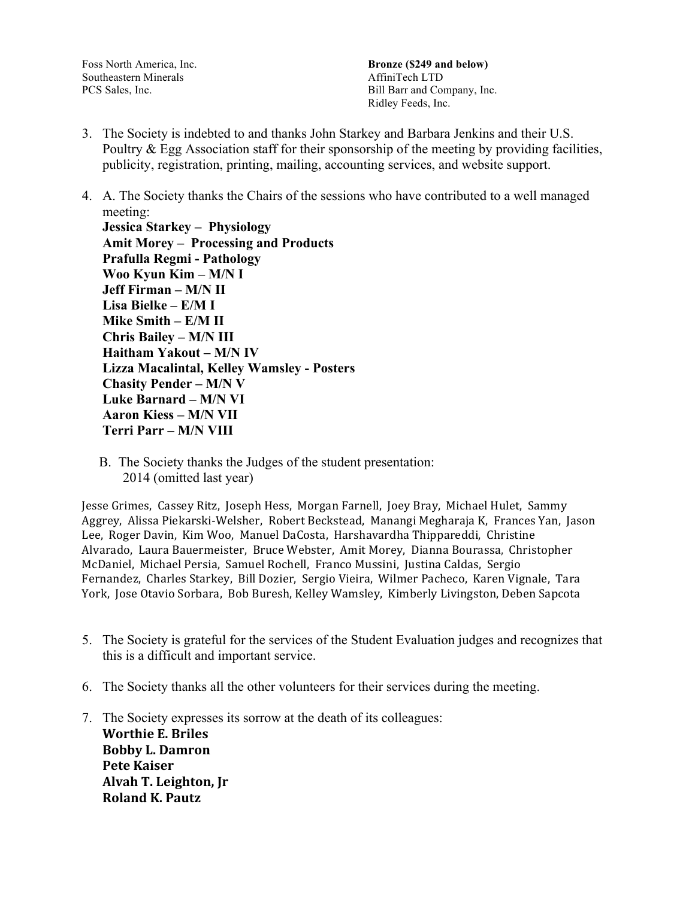Foss North America, Inc.
Southeastern Minerals
PCS Sales, Inc.

**Bronze ($249 and below)**
AffiniTech LTD
Bill Barr and Company, Inc.
Ridley Feeds, Inc.

3. The Society is indebted to and thanks John Starkey and Barbara Jenkins and their U.S. Poultry & Egg Association staff for their sponsorship of the meeting by providing facilities, publicity, registration, printing, mailing, accounting services, and website support.

4. A. The Society thanks the Chairs of the sessions who have contributed to a well managed meeting:
   **Jessica Starkey – Physiology**
   **Amit Morey – Processing and Products**
   **Prafulla Regmi - Pathology**
   **Woo Kyun Kim – M/N I**
   **Jeff Firman – M/N II**
   **Lisa Bielke – E/M I**
   **Mike Smith – E/M II**
   **Chris Bailey – M/N III**
   **Haitham Yakout – M/N IV**
   **Lizza Macalintal, Kelley Wamsley - Posters**
   **Chasity Pender – M/N V**
   **Luke Barnard – M/N VI**
   **Aaron Kiess – M/N VII**
   **Terri Parr – M/N VIII**

   B. The Society thanks the Judges of the student presentation:
   2014 (omitted last year)

Jesse Grimes, Cassey Ritz, Joseph Hess, Morgan Farnell, Joey Bray, Michael Hulet, Sammy Aggrey, Alissa Piekarski-Welsher, Robert Beckstead, Manangi Megharaja K, Frances Yan, Jason Lee, Roger Davin, Kim Woo, Manuel DaCosta, Harshavardha Thippareddi, Christine Alvarado, Laura Bauermeister, Bruce Webster, Amit Morey, Dianna Bourassa, Christopher McDaniel, Michael Persia, Samuel Rochell, Franco Mussini, Justina Caldas, Sergio Fernandez, Charles Starkey, Bill Dozier, Sergio Vieira, Wilmer Pacheco, Karen Vignale, Tara York, Jose Otavio Sorbara, Bob Buresh, Kelley Wamsley, Kimberly Livingston, Deben Sapcota

5. The Society is grateful for the services of the Student Evaluation judges and recognizes that this is a difficult and important service.

6. The Society thanks all the other volunteers for their services during the meeting.

7. The Society expresses its sorrow at the death of its colleagues:
   **Worthie E. Briles**
   **Bobby L. Damron**
   **Pete Kaiser**
   **Alvah T. Leighton, Jr**
   **Roland K. Pautz**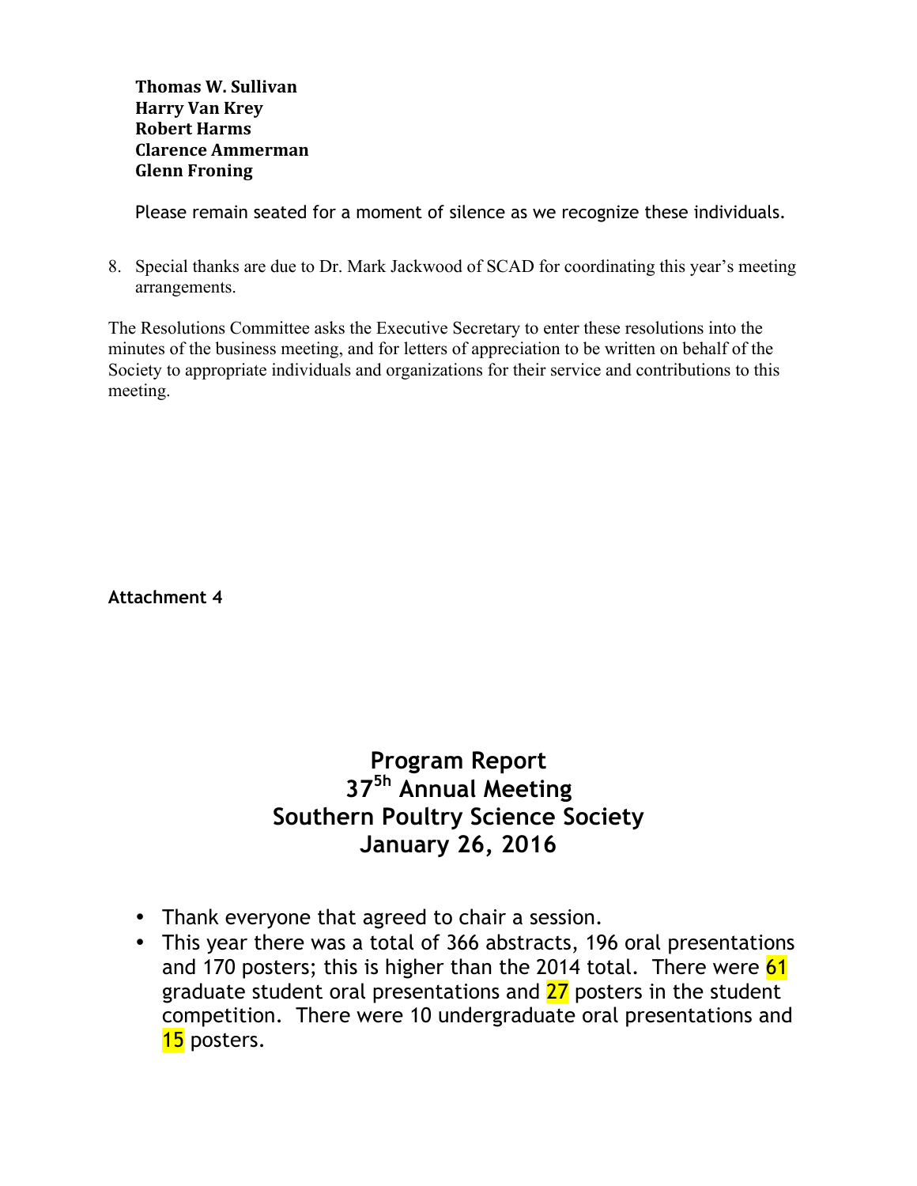**Thomas W. Sullivan**
**Harry Van Krey**
**Robert Harms**
**Clarence Ammerman**
**Glenn Froning**

Please remain seated for a moment of silence as we recognize these individuals.

8. Special thanks are due to Dr. Mark Jackwood of SCAD for coordinating this year's meeting arrangements.

The Resolutions Committee asks the Executive Secretary to enter these resolutions into the minutes of the business meeting, and for letters of appreciation to be written on behalf of the Society to appropriate individuals and organizations for their service and contributions to this meeting.

**Attachment 4**

# Program Report
# 37[5h] Annual Meeting
# Southern Poultry Science Society
# January 26, 2016

- Thank everyone that agreed to chair a session.
- This year there was a total of 366 abstracts, 196 oral presentations and 170 posters; this is higher than the 2014 total. There were 61 graduate student oral presentations and 27 posters in the student competition. There were 10 undergraduate oral presentations and 15 posters.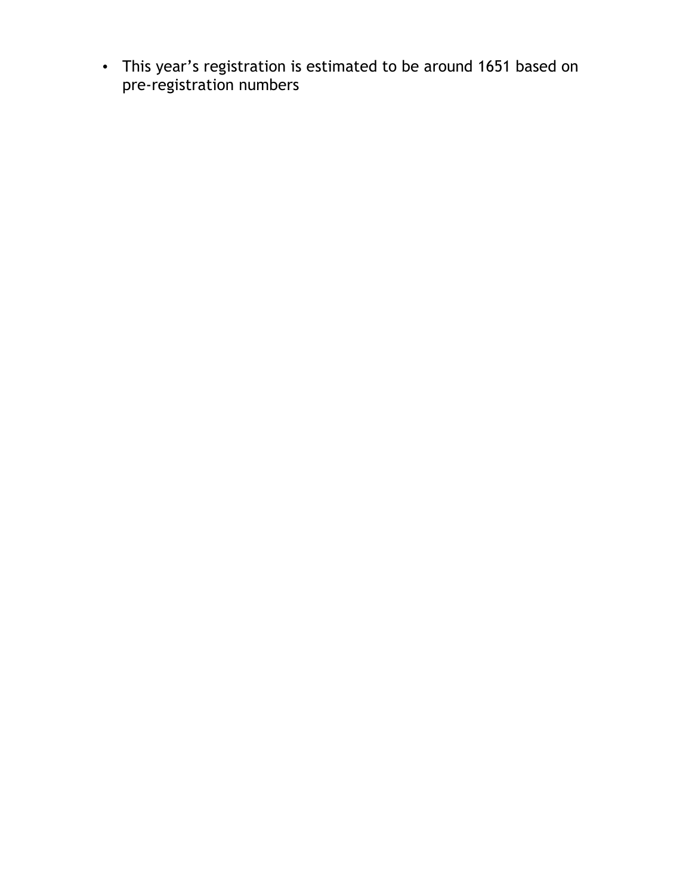- This year’s registration is estimated to be around 1651 based on pre-registration numbers